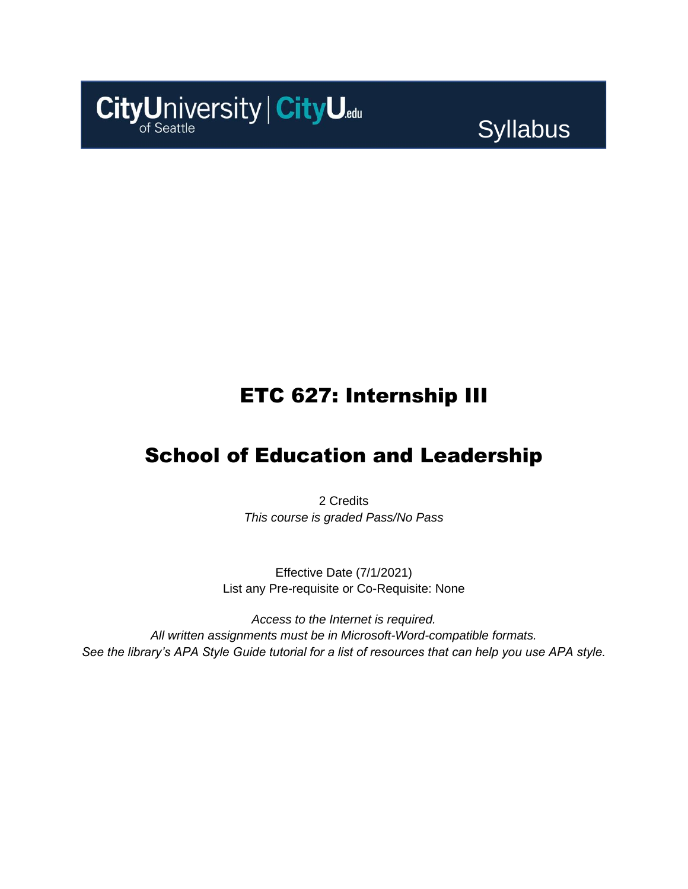CityUniversity of Seattle | CityU.edu

Syllabus

# ETC 627: Internship III

# School of Education and Leadership

2 Credits
*This course is graded Pass/No Pass*

Effective Date (7/1/2021)
List any Pre-requisite or Co-Requisite: None

*Access to the Internet is required.*
*All written assignments must be in Microsoft-Word-compatible formats.*
*See the library's APA Style Guide tutorial for a list of resources that can help you use APA style.*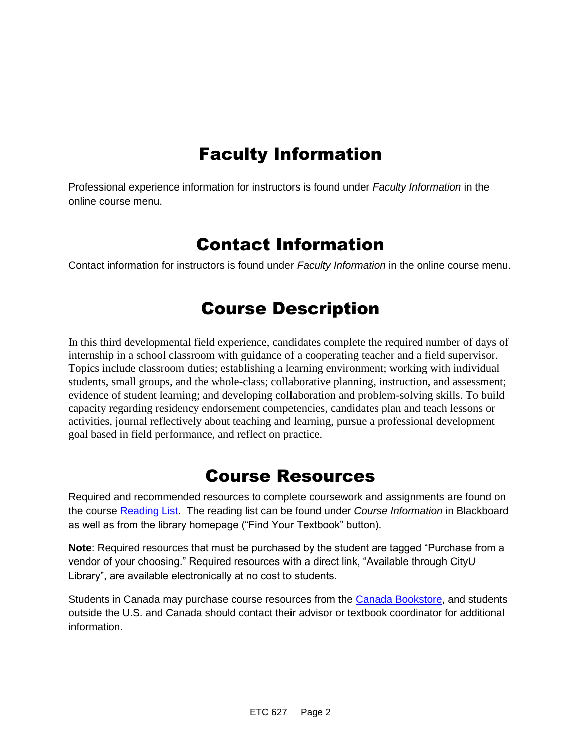# Faculty Information

Professional experience information for instructors is found under *Faculty Information* in the online course menu.

# Contact Information

Contact information for instructors is found under *Faculty Information* in the online course menu.

# Course Description

In this third developmental field experience, candidates complete the required number of days of internship in a school classroom with guidance of a cooperating teacher and a field supervisor. Topics include classroom duties; establishing a learning environment; working with individual students, small groups, and the whole-class; collaborative planning, instruction, and assessment; evidence of student learning; and developing collaboration and problem-solving skills. To build capacity regarding residency endorsement competencies, candidates plan and teach lessons or activities, journal reflectively about teaching and learning, pursue a professional development goal based in field performance, and reflect on practice.

# Course Resources

Required and recommended resources to complete coursework and assignments are found on the course Reading List. The reading list can be found under *Course Information* in Blackboard as well as from the library homepage ("Find Your Textbook" button).

**Note**: Required resources that must be purchased by the student are tagged "Purchase from a vendor of your choosing." Required resources with a direct link, "Available through CityU Library", are available electronically at no cost to students.

Students in Canada may purchase course resources from the Canada Bookstore, and students outside the U.S. and Canada should contact their advisor or textbook coordinator for additional information.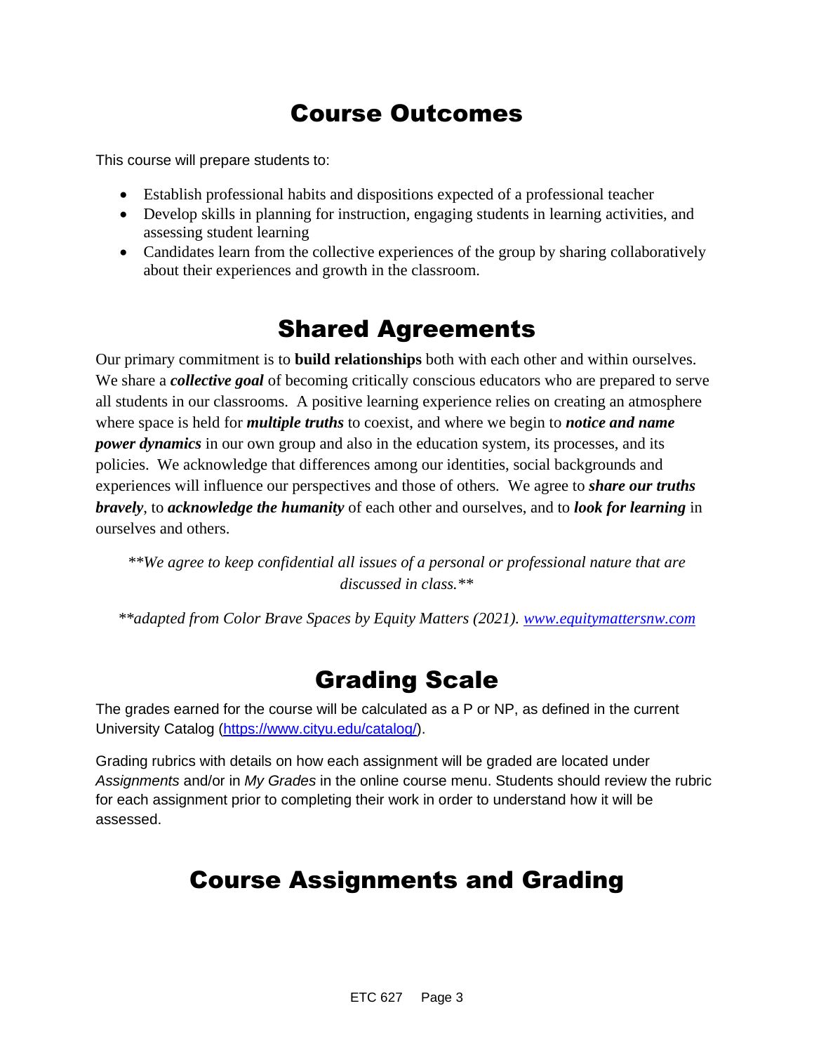## Course Outcomes

This course will prepare students to:

- Establish professional habits and dispositions expected of a professional teacher
- Develop skills in planning for instruction, engaging students in learning activities, and assessing student learning
- Candidates learn from the collective experiences of the group by sharing collaboratively about their experiences and growth in the classroom.

## Shared Agreements

Our primary commitment is to **build relationships** both with each other and within ourselves. We share a ***collective goal*** of becoming critically conscious educators who are prepared to serve all students in our classrooms. A positive learning experience relies on creating an atmosphere where space is held for ***multiple truths*** to coexist, and where we begin to ***notice and name power dynamics*** in our own group and also in the education system, its processes, and its policies. We acknowledge that differences among our identities, social backgrounds and experiences will influence our perspectives and those of others. We agree to ***share our truths bravely***, to ***acknowledge the humanity*** of each other and ourselves, and to ***look for learning*** in ourselves and others.

*\*\*We agree to keep confidential all issues of a personal or professional nature that are discussed in class.\*\**

*\*\*adapted from Color Brave Spaces by Equity Matters (2021). [www.equitymattersnw.com](www.equitymattersnw.com)*

## Grading Scale

The grades earned for the course will be calculated as a P or NP, as defined in the current University Catalog ([https://www.cityu.edu/catalog/](https://www.cityu.edu/catalog/)).

Grading rubrics with details on how each assignment will be graded are located under *Assignments* and/or in *My Grades* in the online course menu. Students should review the rubric for each assignment prior to completing their work in order to understand how it will be assessed.

## Course Assignments and Grading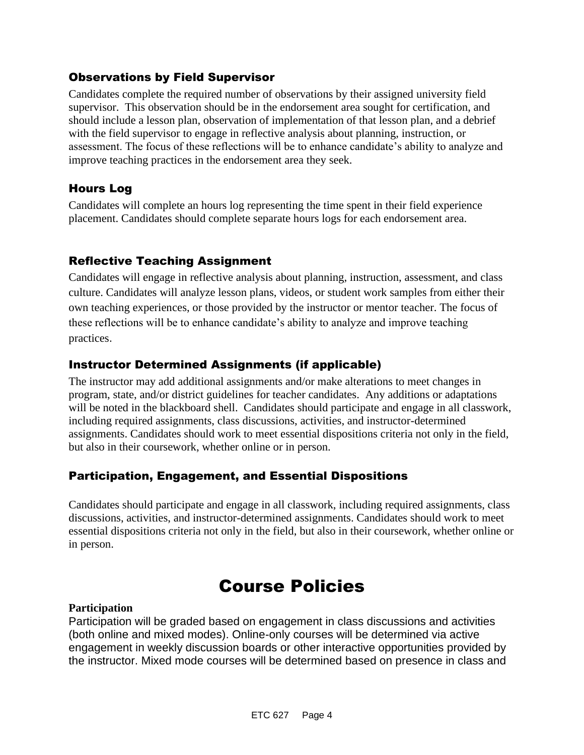### Observations by Field Supervisor

Candidates complete the required number of observations by their assigned university field supervisor. This observation should be in the endorsement area sought for certification, and should include a lesson plan, observation of implementation of that lesson plan, and a debrief with the field supervisor to engage in reflective analysis about planning, instruction, or assessment. The focus of these reflections will be to enhance candidate's ability to analyze and improve teaching practices in the endorsement area they seek.

### Hours Log

Candidates will complete an hours log representing the time spent in their field experience placement. Candidates should complete separate hours logs for each endorsement area.

### Reflective Teaching Assignment

Candidates will engage in reflective analysis about planning, instruction, assessment, and class culture. Candidates will analyze lesson plans, videos, or student work samples from either their own teaching experiences, or those provided by the instructor or mentor teacher. The focus of these reflections will be to enhance candidate's ability to analyze and improve teaching practices.

### Instructor Determined Assignments (if applicable)

The instructor may add additional assignments and/or make alterations to meet changes in program, state, and/or district guidelines for teacher candidates. Any additions or adaptations will be noted in the blackboard shell. Candidates should participate and engage in all classwork, including required assignments, class discussions, activities, and instructor-determined assignments. Candidates should work to meet essential dispositions criteria not only in the field, but also in their coursework, whether online or in person.

### Participation, Engagement, and Essential Dispositions

Candidates should participate and engage in all classwork, including required assignments, class discussions, activities, and instructor-determined assignments. Candidates should work to meet essential dispositions criteria not only in the field, but also in their coursework, whether online or in person.

# Course Policies

**Participation**

Participation will be graded based on engagement in class discussions and activities (both online and mixed modes). Online-only courses will be determined via active engagement in weekly discussion boards or other interactive opportunities provided by the instructor. Mixed mode courses will be determined based on presence in class and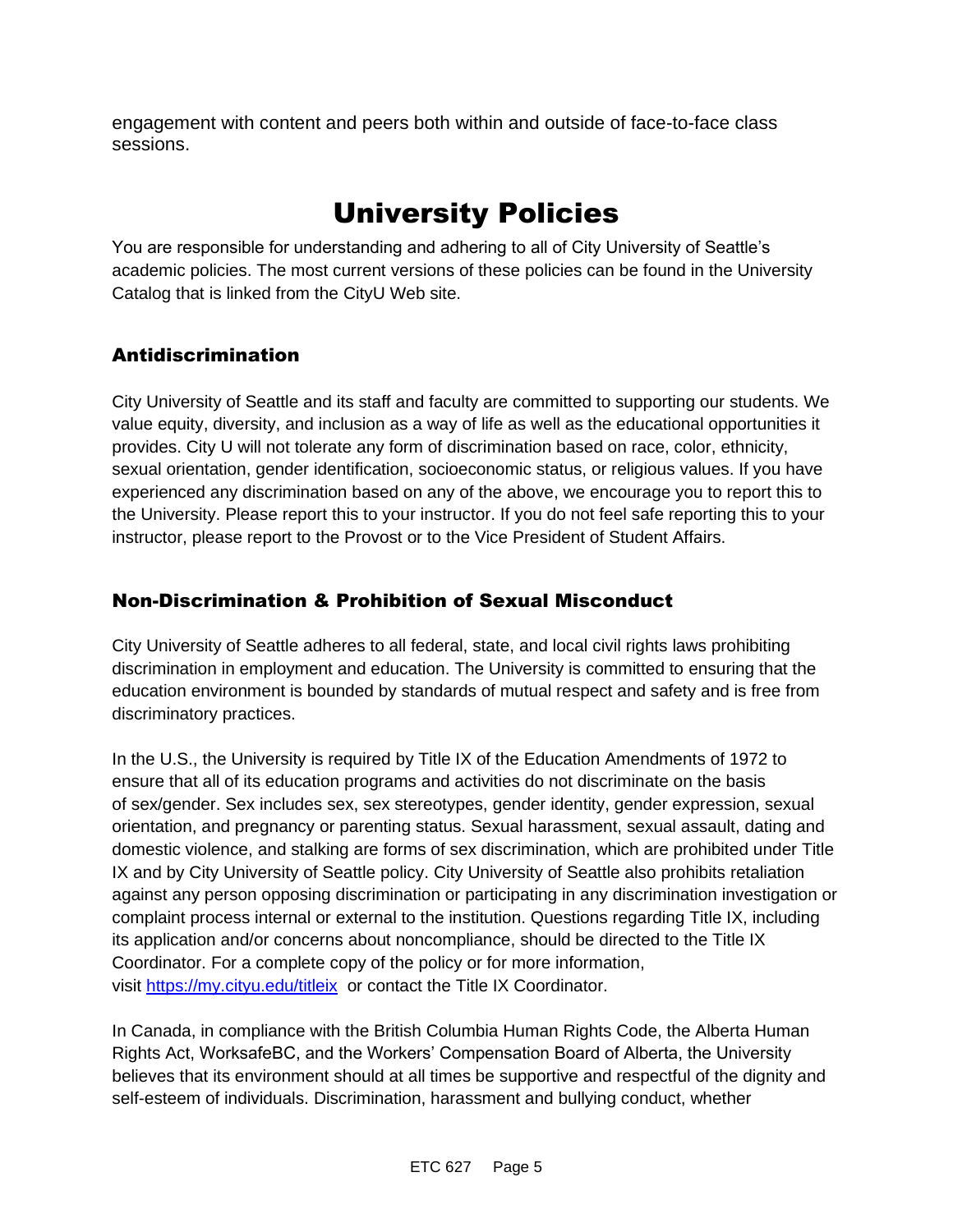engagement with content and peers both within and outside of face-to-face class sessions.

# University Policies

You are responsible for understanding and adhering to all of City University of Seattle's academic policies. The most current versions of these policies can be found in the University Catalog that is linked from the CityU Web site.

## Antidiscrimination

City University of Seattle and its staff and faculty are committed to supporting our students. We value equity, diversity, and inclusion as a way of life as well as the educational opportunities it provides. City U will not tolerate any form of discrimination based on race, color, ethnicity, sexual orientation, gender identification, socioeconomic status, or religious values. If you have experienced any discrimination based on any of the above, we encourage you to report this to the University. Please report this to your instructor. If you do not feel safe reporting this to your instructor, please report to the Provost or to the Vice President of Student Affairs.

## Non-Discrimination & Prohibition of Sexual Misconduct

City University of Seattle adheres to all federal, state, and local civil rights laws prohibiting discrimination in employment and education. The University is committed to ensuring that the education environment is bounded by standards of mutual respect and safety and is free from discriminatory practices.

In the U.S., the University is required by Title IX of the Education Amendments of 1972 to ensure that all of its education programs and activities do not discriminate on the basis of sex/gender. Sex includes sex, sex stereotypes, gender identity, gender expression, sexual orientation, and pregnancy or parenting status. Sexual harassment, sexual assault, dating and domestic violence, and stalking are forms of sex discrimination, which are prohibited under Title IX and by City University of Seattle policy. City University of Seattle also prohibits retaliation against any person opposing discrimination or participating in any discrimination investigation or complaint process internal or external to the institution. Questions regarding Title IX, including its application and/or concerns about noncompliance, should be directed to the Title IX Coordinator. For a complete copy of the policy or for more information, visit [https://my.cityu.edu/titleix](https://my.cityu.edu/titleix) or contact the Title IX Coordinator.

In Canada, in compliance with the British Columbia Human Rights Code, the Alberta Human Rights Act, WorksafeBC, and the Workers' Compensation Board of Alberta, the University believes that its environment should at all times be supportive and respectful of the dignity and self-esteem of individuals. Discrimination, harassment and bullying conduct, whether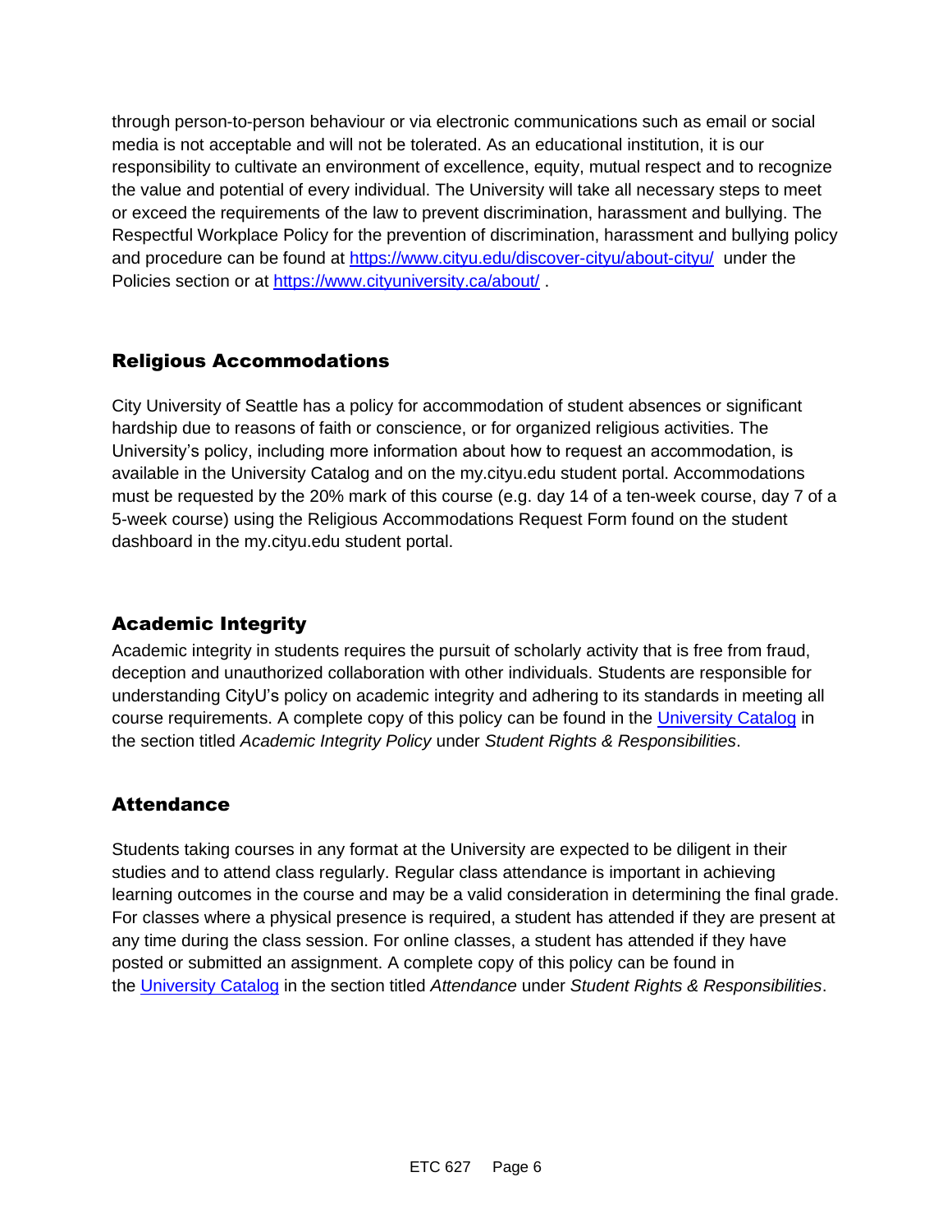through person-to-person behaviour or via electronic communications such as email or social media is not acceptable and will not be tolerated. As an educational institution, it is our responsibility to cultivate an environment of excellence, equity, mutual respect and to recognize the value and potential of every individual. The University will take all necessary steps to meet or exceed the requirements of the law to prevent discrimination, harassment and bullying. The Respectful Workplace Policy for the prevention of discrimination, harassment and bullying policy and procedure can be found at [https://www.cityu.edu/discover-cityu/about-cityu/](https://www.cityu.edu/discover-cityu/about-cityu/) under the Policies section or at [https://www.cityuniversity.ca/about/](https://www.cityuniversity.ca/about/) .

## Religious Accommodations

City University of Seattle has a policy for accommodation of student absences or significant hardship due to reasons of faith or conscience, or for organized religious activities. The University's policy, including more information about how to request an accommodation, is available in the University Catalog and on the my.cityu.edu student portal. Accommodations must be requested by the 20% mark of this course (e.g. day 14 of a ten-week course, day 7 of a 5-week course) using the Religious Accommodations Request Form found on the student dashboard in the my.cityu.edu student portal.

## Academic Integrity

Academic integrity in students requires the pursuit of scholarly activity that is free from fraud, deception and unauthorized collaboration with other individuals. Students are responsible for understanding CityU's policy on academic integrity and adhering to its standards in meeting all course requirements. A complete copy of this policy can be found in the University Catalog in the section titled *Academic Integrity Policy* under *Student Rights & Responsibilities*.

## Attendance

Students taking courses in any format at the University are expected to be diligent in their studies and to attend class regularly. Regular class attendance is important in achieving learning outcomes in the course and may be a valid consideration in determining the final grade. For classes where a physical presence is required, a student has attended if they are present at any time during the class session. For online classes, a student has attended if they have posted or submitted an assignment. A complete copy of this policy can be found in the University Catalog in the section titled *Attendance* under *Student Rights & Responsibilities*.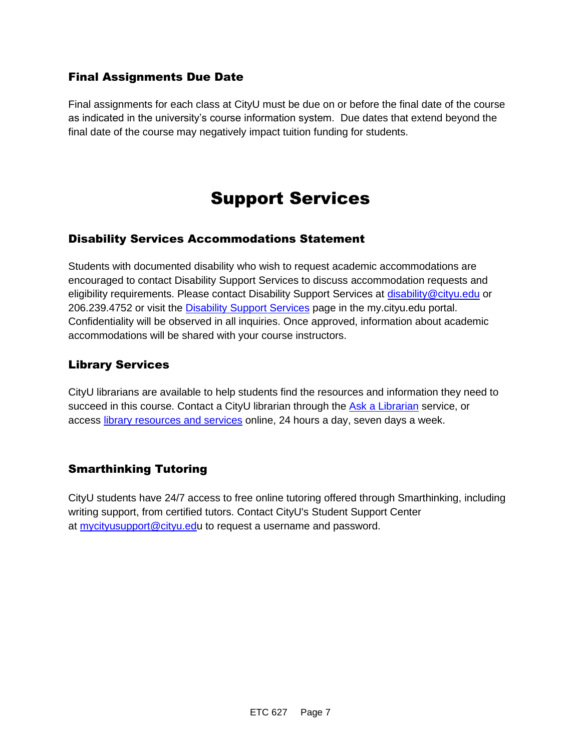### Final Assignments Due Date

Final assignments for each class at CityU must be due on or before the final date of the course as indicated in the university's course information system. Due dates that extend beyond the final date of the course may negatively impact tuition funding for students.

# Support Services

### Disability Services Accommodations Statement

Students with documented disability who wish to request academic accommodations are encouraged to contact Disability Support Services to discuss accommodation requests and eligibility requirements. Please contact Disability Support Services at disability@cityu.edu or 206.239.4752 or visit the Disability Support Services page in the my.cityu.edu portal. Confidentiality will be observed in all inquiries. Once approved, information about academic accommodations will be shared with your course instructors.

### Library Services

CityU librarians are available to help students find the resources and information they need to succeed in this course. Contact a CityU librarian through the Ask a Librarian service, or access library resources and services online, 24 hours a day, seven days a week.

### Smarthinking Tutoring

CityU students have 24/7 access to free online tutoring offered through Smarthinking, including writing support, from certified tutors. Contact CityU's Student Support Center at mycityusupport@cityu.edu to request a username and password.